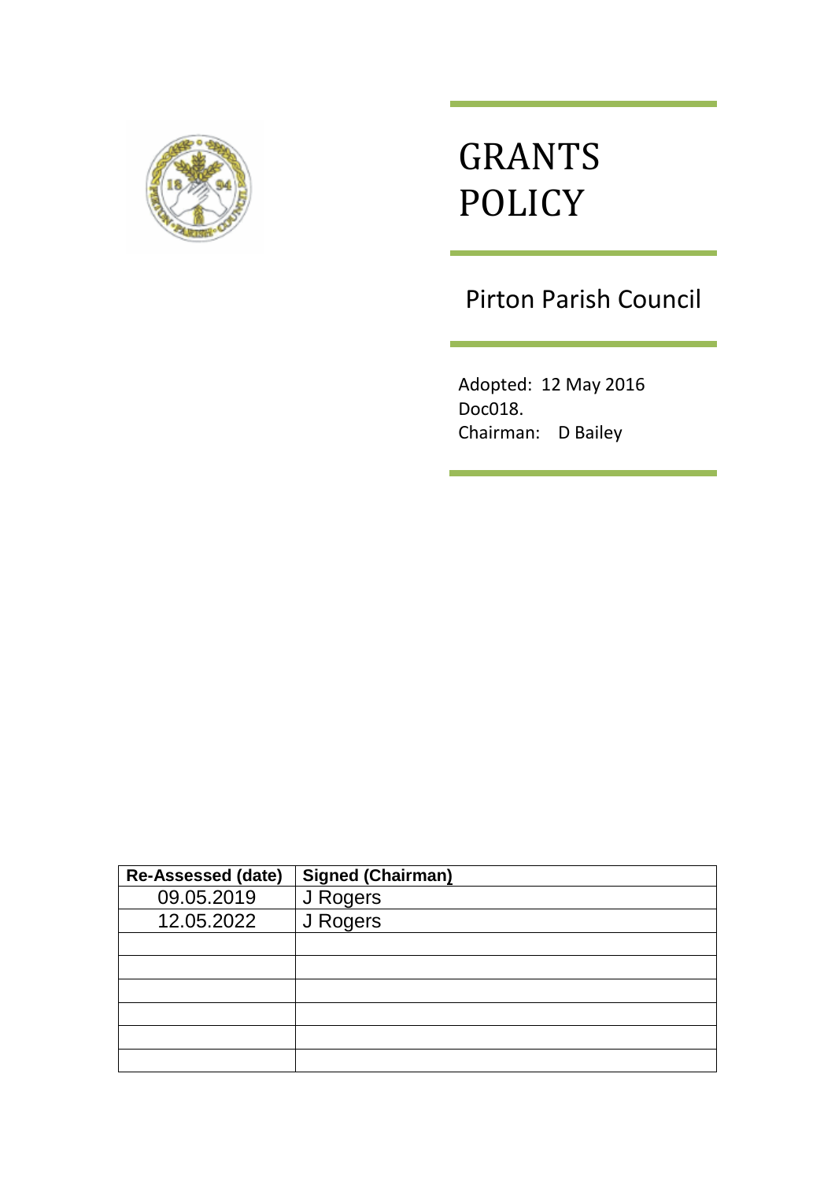# GRANTS POLICY

## Pirton Parish Council

Adopted: 12 May 2016
Doc018.
Chairman: D Bailey

| Re-Assessed (date) | Signed (Chairman) |
|---|---|
| 09.05.2019 | J Rogers |
| 12.05.2022 | J Rogers |
| | |
| | |
| | |
| | |
| | |
| | |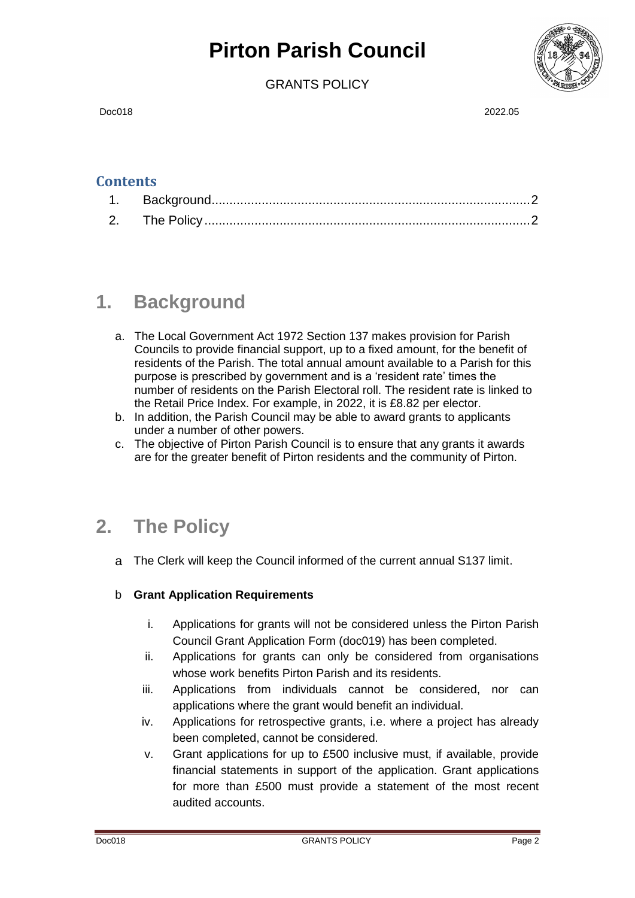# Pirton Parish Council

GRANTS POLICY

Doc018 2022.05

## Contents

1. Background....................................................................................2
2. The Policy......................................................................................2

## 1. Background

a. The Local Government Act 1972 Section 137 makes provision for Parish Councils to provide financial support, up to a fixed amount, for the benefit of residents of the Parish. The total annual amount available to a Parish for this purpose is prescribed by government and is a 'resident rate' times the number of residents on the Parish Electoral roll. The resident rate is linked to the Retail Price Index. For example, in 2022, it is £8.82 per elector.
b. In addition, the Parish Council may be able to award grants to applicants under a number of other powers.
c. The objective of Pirton Parish Council is to ensure that any grants it awards are for the greater benefit of Pirton residents and the community of Pirton.

## 2. The Policy

a The Clerk will keep the Council informed of the current annual S137 limit.

b **Grant Application Requirements**

i. Applications for grants will not be considered unless the Pirton Parish Council Grant Application Form (doc019) has been completed.
ii. Applications for grants can only be considered from organisations whose work benefits Pirton Parish and its residents.
iii. Applications from individuals cannot be considered, nor can applications where the grant would benefit an individual.
iv. Applications for retrospective grants, i.e. where a project has already been completed, cannot be considered.
v. Grant applications for up to £500 inclusive must, if available, provide financial statements in support of the application. Grant applications for more than £500 must provide a statement of the most recent audited accounts.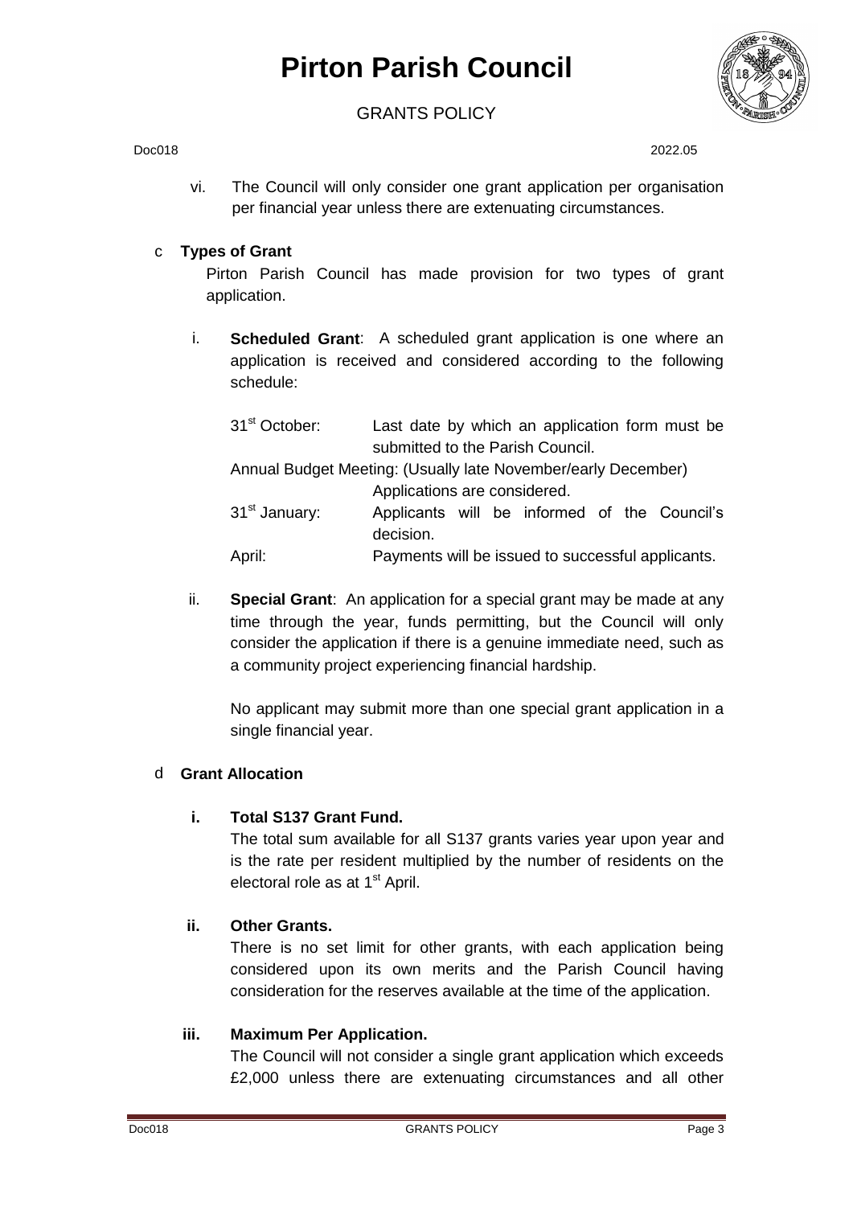vi. The Council will only consider one grant application per organisation per financial year unless there are extenuating circumstances.

c **Types of Grant**

Pirton Parish Council has made provision for two types of grant application.

i. **Scheduled Grant**: A scheduled grant application is one where an application is received and considered according to the following schedule:

| | |
|---|---|
| 31st October: | Last date by which an application form must be submitted to the Parish Council. |
| Annual Budget Meeting: (Usually late November/early December) | Applications are considered. |
| 31st January: | Applicants will be informed of the Council's decision. |
| April: | Payments will be issued to successful applicants. |

ii. **Special Grant**: An application for a special grant may be made at any time through the year, funds permitting, but the Council will only consider the application if there is a genuine immediate need, such as a community project experiencing financial hardship.

No applicant may submit more than one special grant application in a single financial year.

d **Grant Allocation**

**i. Total S137 Grant Fund.**

The total sum available for all S137 grants varies year upon year and is the rate per resident multiplied by the number of residents on the electoral role as at 1st April.

**ii. Other Grants.**

There is no set limit for other grants, with each application being considered upon its own merits and the Parish Council having consideration for the reserves available at the time of the application.

**iii. Maximum Per Application.**

The Council will not consider a single grant application which exceeds £2,000 unless there are extenuating circumstances and all other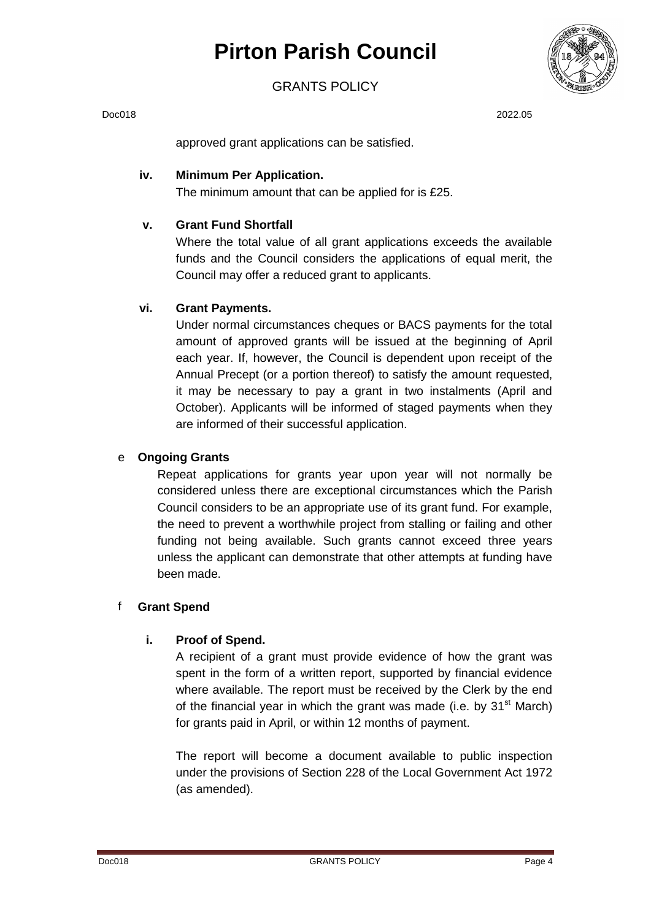approved grant applications can be satisfied.

**iv. Minimum Per Application.**

The minimum amount that can be applied for is £25.

**v. Grant Fund Shortfall**

Where the total value of all grant applications exceeds the available funds and the Council considers the applications of equal merit, the Council may offer a reduced grant to applicants.

**vi. Grant Payments.**

Under normal circumstances cheques or BACS payments for the total amount of approved grants will be issued at the beginning of April each year. If, however, the Council is dependent upon receipt of the Annual Precept (or a portion thereof) to satisfy the amount requested, it may be necessary to pay a grant in two instalments (April and October). Applicants will be informed of staged payments when they are informed of their successful application.

e **Ongoing Grants**

Repeat applications for grants year upon year will not normally be considered unless there are exceptional circumstances which the Parish Council considers to be an appropriate use of its grant fund. For example, the need to prevent a worthwhile project from stalling or failing and other funding not being available. Such grants cannot exceed three years unless the applicant can demonstrate that other attempts at funding have been made.

f **Grant Spend**

**i. Proof of Spend.**

A recipient of a grant must provide evidence of how the grant was spent in the form of a written report, supported by financial evidence where available. The report must be received by the Clerk by the end of the financial year in which the grant was made (i.e. by 31st March) for grants paid in April, or within 12 months of payment.

The report will become a document available to public inspection under the provisions of Section 228 of the Local Government Act 1972 (as amended).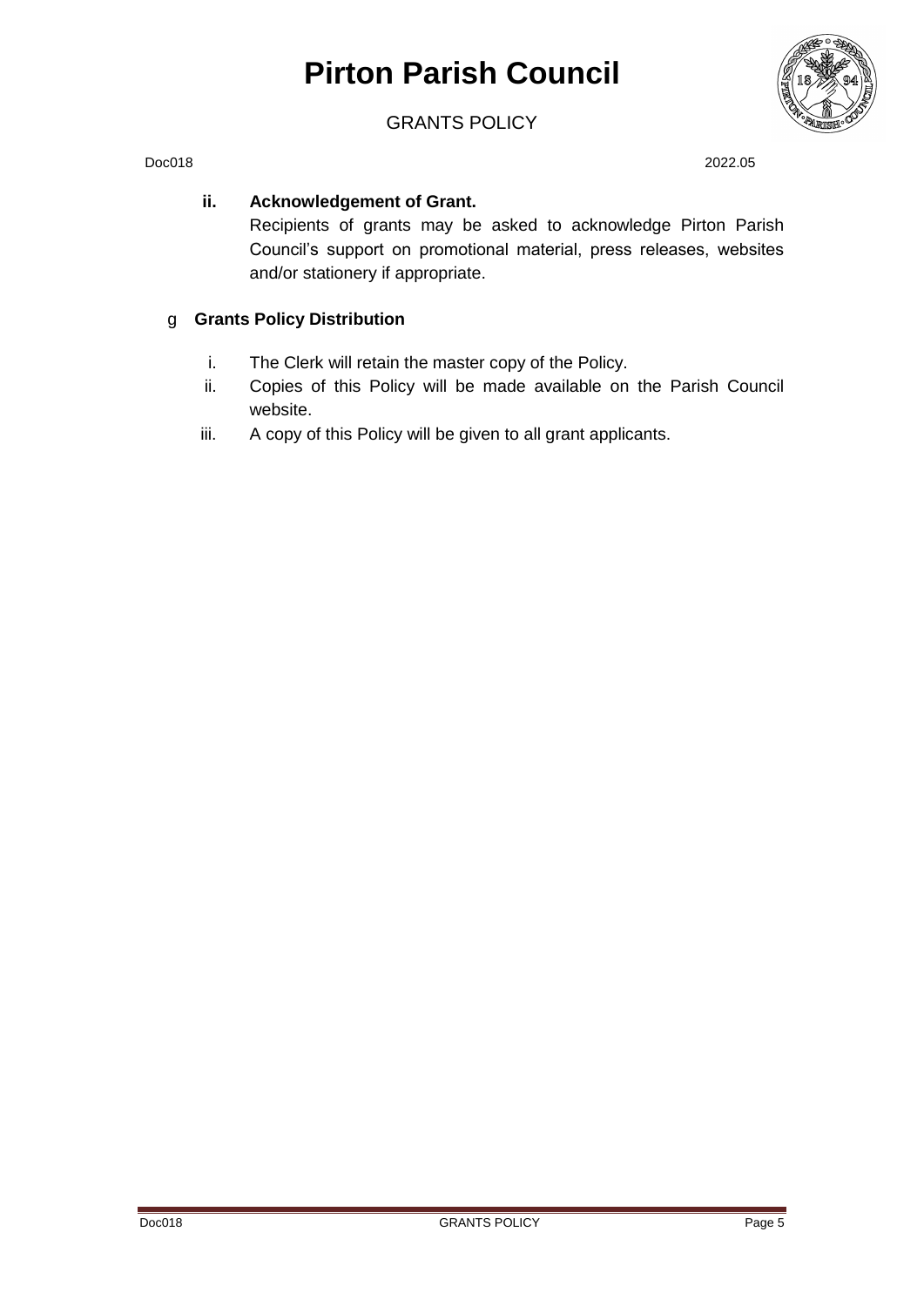**ii. Acknowledgement of Grant.**

Recipients of grants may be asked to acknowledge Pirton Parish Council's support on promotional material, press releases, websites and/or stationery if appropriate.

g **Grants Policy Distribution**

i. The Clerk will retain the master copy of the Policy.

ii. Copies of this Policy will be made available on the Parish Council website.

iii. A copy of this Policy will be given to all grant applicants.